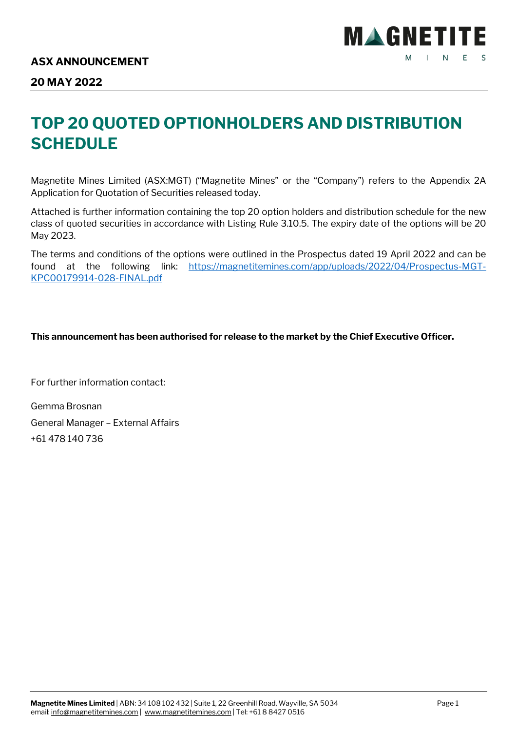**ASX ANNOUNCEMENT**

**20 MAY 2022**

# TOP 20 QUOTED OPTIONHOLDERS AND DISTRIBUTION SCHEDULE

Magnetite Mines Limited (ASX:MGT) ("Magnetite Mines" or the "Company") refers to the Appendix 2A Application for Quotation of Securities released today.

Attached is further information containing the top 20 option holders and distribution schedule for the new class of quoted securities in accordance with Listing Rule 3.10.5. The expiry date of the options will be 20 May 2023.

The terms and conditions of the options were outlined in the Prospectus dated 19 April 2022 and can be found at the following link: https://magnetitemines.com/app/uploads/2022/04/Prospectus-MGT-KPC00179914-028-FINAL.pdf

**This announcement has been authorised for release to the market by the Chief Executive Officer.**

For further information contact:

Gemma Brosnan

General Manager – External Affairs

+61 478 140 736

**Magnetite Mines Limited** | ABN: 34 108 102 432 | Suite 1, 22 Greenhill Road, Wayville, SA 5034
email: info@magnetitemines.com | www.magnetitemines.com | Tel: +61 8 8427 0516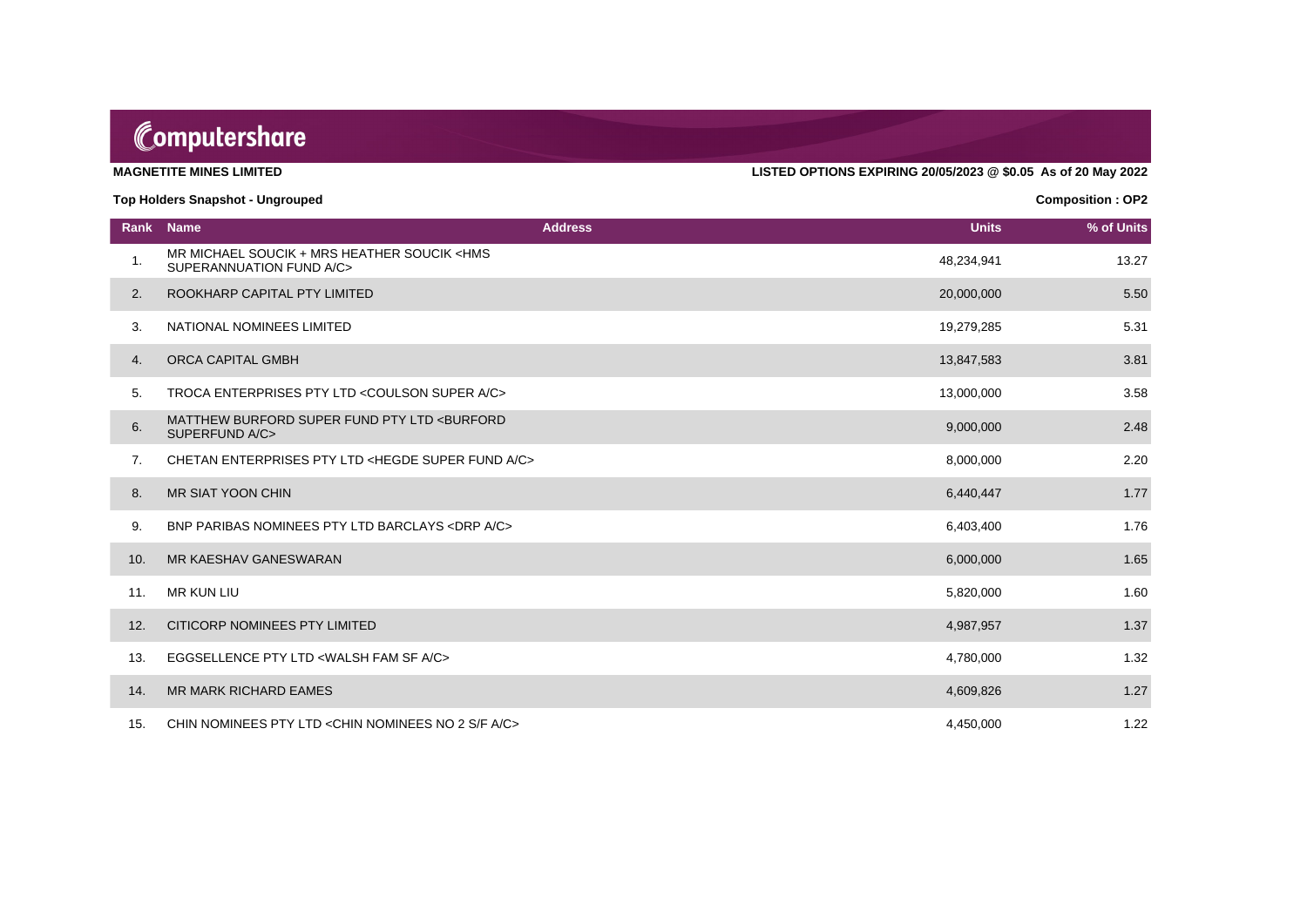**MAGNETITE MINES LIMITED**

**LISTED OPTIONS EXPIRING 20/05/2023 @ $0.05 As of 20 May 2022**

**Top Holders Snapshot - Ungrouped**

**Composition : OP2**

| Rank | Name | Address | Units | % of Units |
|---|---|---|---|---|
| 1. | MR MICHAEL SOUCIK + MRS HEATHER SOUCIK <HMS SUPERANNUATION FUND A/C> | | 48,234,941 | 13.27 |
| 2. | ROOKHARP CAPITAL PTY LIMITED | | 20,000,000 | 5.50 |
| 3. | NATIONAL NOMINEES LIMITED | | 19,279,285 | 5.31 |
| 4. | ORCA CAPITAL GMBH | | 13,847,583 | 3.81 |
| 5. | TROCA ENTERPRISES PTY LTD <COULSON SUPER A/C> | | 13,000,000 | 3.58 |
| 6. | MATTHEW BURFORD SUPER FUND PTY LTD <BURFORD SUPERFUND A/C> | | 9,000,000 | 2.48 |
| 7. | CHETAN ENTERPRISES PTY LTD <HEGDE SUPER FUND A/C> | | 8,000,000 | 2.20 |
| 8. | MR SIAT YOON CHIN | | 6,440,447 | 1.77 |
| 9. | BNP PARIBAS NOMINEES PTY LTD BARCLAYS <DRP A/C> | | 6,403,400 | 1.76 |
| 10. | MR KAESHAV GANESWARAN | | 6,000,000 | 1.65 |
| 11. | MR KUN LIU | | 5,820,000 | 1.60 |
| 12. | CITICORP NOMINEES PTY LIMITED | | 4,987,957 | 1.37 |
| 13. | EGGSELLENCE PTY LTD <WALSH FAM SF A/C> | | 4,780,000 | 1.32 |
| 14. | MR MARK RICHARD EAMES | | 4,609,826 | 1.27 |
| 15. | CHIN NOMINEES PTY LTD <CHIN NOMINEES NO 2 S/F A/C> | | 4,450,000 | 1.22 |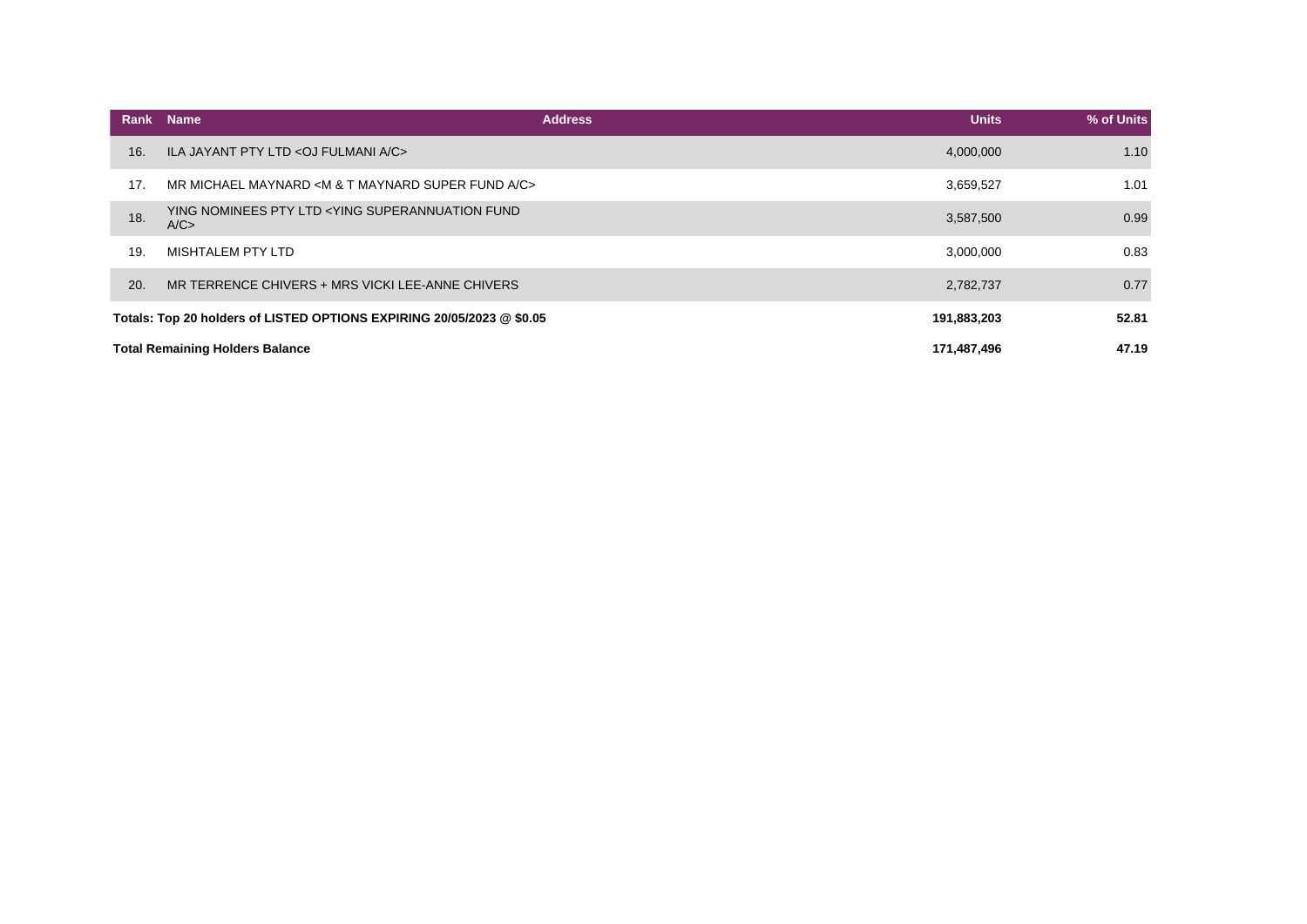| Rank | Name | Address | Units | % of Units |
|---|---|---|---|---|
| 16. | ILA JAYANT PTY LTD <OJ FULMANI A/C> | | 4,000,000 | 1.10 |
| 17. | MR MICHAEL MAYNARD <M & T MAYNARD SUPER FUND A/C> | | 3,659,527 | 1.01 |
| 18. | YING NOMINEES PTY LTD <YING SUPERANNUATION FUND A/C> | | 3,587,500 | 0.99 |
| 19. | MISHTALEM PTY LTD | | 3,000,000 | 0.83 |
| 20. | MR TERRENCE CHIVERS + MRS VICKI LEE-ANNE CHIVERS | | 2,782,737 | 0.77 |
| **Totals: Top 20 holders of LISTED OPTIONS EXPIRING 20/05/2023 @ $0.05** | | | **191,883,203** | **52.81** |
| **Total Remaining Holders Balance** | | | **171,487,496** | **47.19** |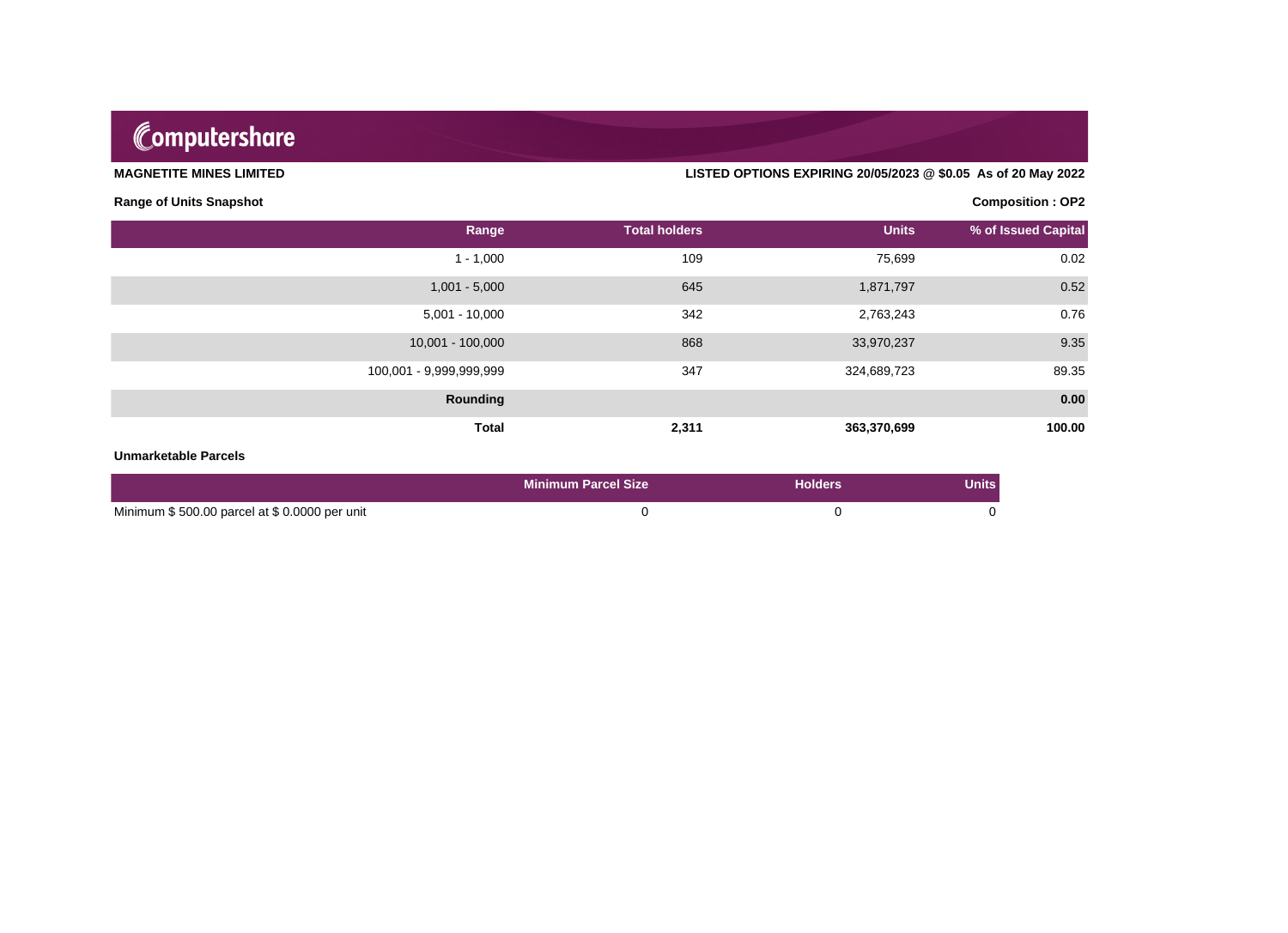Computershare

**MAGNETITE MINES LIMITED** **LISTED OPTIONS EXPIRING 20/05/2023 @ $0.05 As of 20 May 2022**

**Range of Units Snapshot** **Composition : OP2**

| Range | Total holders | Units | % of Issued Capital |
|---|---|---|---|
| 1 - 1,000 | 109 | 75,699 | 0.02 |
| 1,001 - 5,000 | 645 | 1,871,797 | 0.52 |
| 5,001 - 10,000 | 342 | 2,763,243 | 0.76 |
| 10,001 - 100,000 | 868 | 33,970,237 | 9.35 |
| 100,001 - 9,999,999,999 | 347 | 324,689,723 | 89.35 |
| **Rounding** | | | **0.00** |
| **Total** | **2,311** | **363,370,699** | **100.00** |

**Unmarketable Parcels**

| | Minimum Parcel Size | Holders | Units |
|---|---|---|---|
| Minimum $ 500.00 parcel at $ 0.0000 per unit | 0 | 0 | 0 |